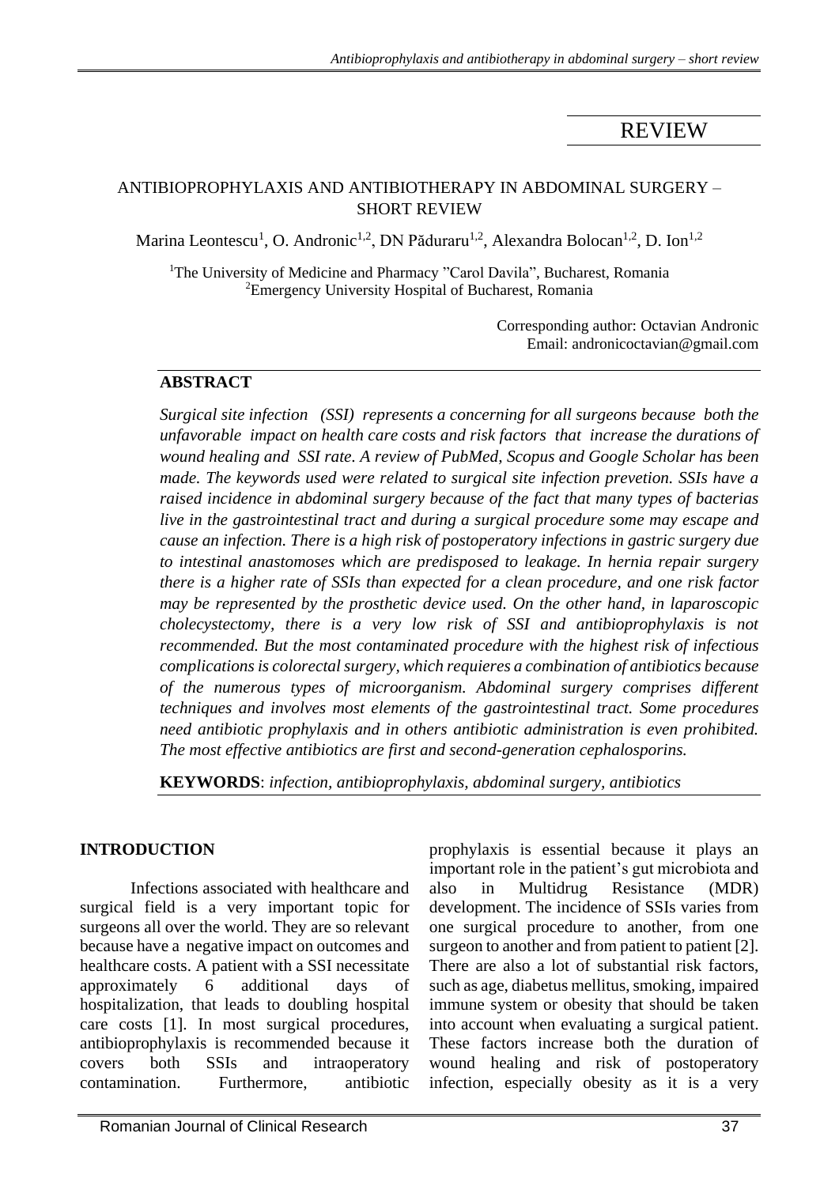REVIEW

# ANTIBIOPROPHYLAXIS AND ANTIBIOTHERAPY IN ABDOMINAL SURGERY – SHORT REVIEW

Marina Leontescu[1], O. Andronic[1,2], DN Păduraru[1,2], Alexandra Bolocan[1,2], D. Ion[1,2]

[1]The University of Medicine and Pharmacy "Carol Davila", Bucharest, Romania
[2]Emergency University Hospital of Bucharest, Romania

Corresponding author: Octavian Andronic
Email: andronicoctavian@gmail.com

## ABSTRACT

*Surgical site infection (SSI) represents a concerning for all surgeons because both the unfavorable impact on health care costs and risk factors that increase the durations of wound healing and SSI rate. A review of PubMed, Scopus and Google Scholar has been made. The keywords used were related to surgical site infection prevetion. SSIs have a raised incidence in abdominal surgery because of the fact that many types of bacterias live in the gastrointestinal tract and during a surgical procedure some may escape and cause an infection. There is a high risk of postoperatory infections in gastric surgery due to intestinal anastomoses which are predisposed to leakage. In hernia repair surgery there is a higher rate of SSIs than expected for a clean procedure, and one risk factor may be represented by the prosthetic device used. On the other hand, in laparoscopic cholecystectomy, there is a very low risk of SSI and antibioprophylaxis is not recommended. But the most contaminated procedure with the highest risk of infectious complications is colorectal surgery, which requieres a combination of antibiotics because of the numerous types of microorganism. Abdominal surgery comprises different techniques and involves most elements of the gastrointestinal tract. Some procedures need antibiotic prophylaxis and in others antibiotic administration is even prohibited. The most effective antibiotics are first and second-generation cephalosporins.*

**KEYWORDS**: *infection, antibioprophylaxis, abdominal surgery, antibiotics*

## INTRODUCTION

Infections associated with healthcare and surgical field is a very important topic for surgeons all over the world. They are so relevant because have a negative impact on outcomes and healthcare costs. A patient with a SSI necessitate approximately 6 additional days of hospitalization, that leads to doubling hospital care costs [1]. In most surgical procedures, antibioprophylaxis is recommended because it covers both SSIs and intraoperatory contamination. Furthermore, antibiotic prophylaxis is essential because it plays an important role in the patient's gut microbiota and also in Multidrug Resistance (MDR) development. The incidence of SSIs varies from one surgical procedure to another, from one surgeon to another and from patient to patient [2]. There are also a lot of substantial risk factors, such as age, diabetus mellitus, smoking, impaired immune system or obesity that should be taken into account when evaluating a surgical patient. These factors increase both the duration of wound healing and risk of postoperatory infection, especially obesity as it is a very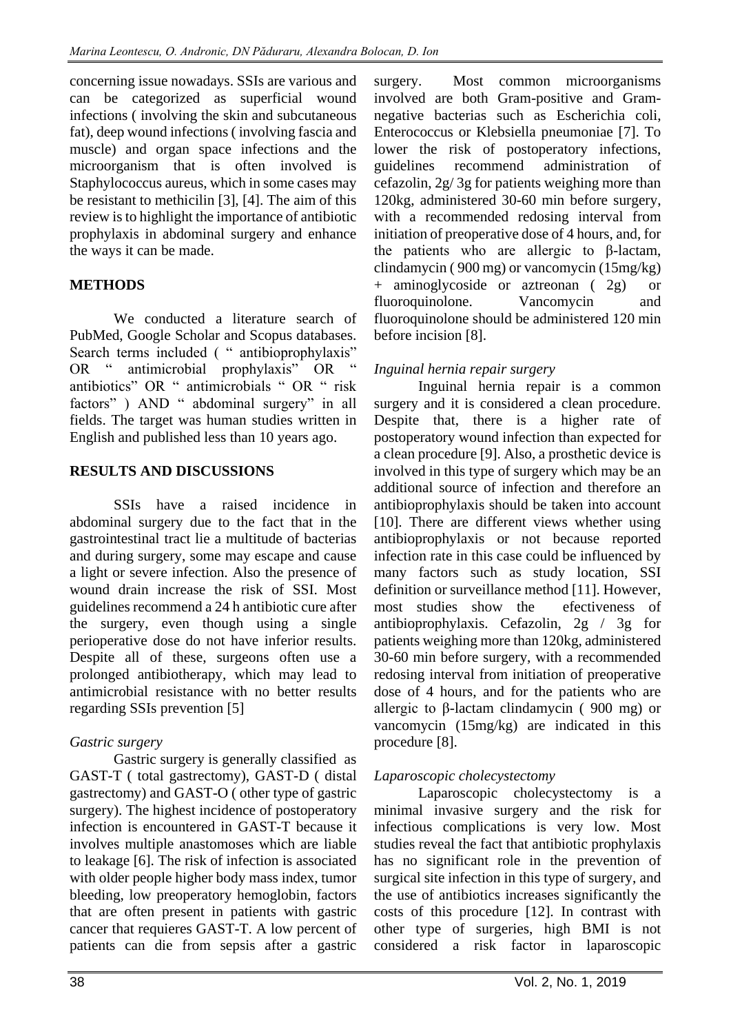concerning issue nowadays. SSIs are various and can be categorized as superficial wound infections ( involving the skin and subcutaneous fat), deep wound infections ( involving fascia and muscle) and organ space infections and the microorganism that is often involved is Staphylococcus aureus, which in some cases may be resistant to methicilin [3], [4]. The aim of this review is to highlight the importance of antibiotic prophylaxis in abdominal surgery and enhance the ways it can be made.

## METHODS

We conducted a literature search of PubMed, Google Scholar and Scopus databases. Search terms included ( " antibioprophylaxis" OR " antimicrobial prophylaxis" OR " antibiotics" OR " antimicrobials " OR " risk factors" ) AND " abdominal surgery" in all fields. The target was human studies written in English and published less than 10 years ago.

## RESULTS AND DISCUSSIONS

SSIs have a raised incidence in abdominal surgery due to the fact that in the gastrointestinal tract lie a multitude of bacterias and during surgery, some may escape and cause a light or severe infection. Also the presence of wound drain increase the risk of SSI. Most guidelines recommend a 24 h antibiotic cure after the surgery, even though using a single perioperative dose do not have inferior results. Despite all of these, surgeons often use a prolonged antibiotherapy, which may lead to antimicrobial resistance with no better results regarding SSIs prevention [5]

### *Gastric surgery*

Gastric surgery is generally classified as GAST-T ( total gastrectomy), GAST-D ( distal gastrectomy) and GAST-O ( other type of gastric surgery). The highest incidence of postoperatory infection is encountered in GAST-T because it involves multiple anastomoses which are liable to leakage [6]. The risk of infection is associated with older people higher body mass index, tumor bleeding, low preoperatory hemoglobin, factors that are often present in patients with gastric cancer that requieres GAST-T. A low percent of patients can die from sepsis after a gastric surgery. Most common microorganisms involved are both Gram-positive and Gram-negative bacterias such as Escherichia coli, Enterococcus or Klebsiella pneumoniae [7]. To lower the risk of postoperatory infections, guidelines recommend administration of cefazolin, 2g/ 3g for patients weighing more than 120kg, administered 30-60 min before surgery, with a recommended redosing interval from initiation of preoperative dose of 4 hours, and, for the patients who are allergic to β-lactam, clindamycin ( 900 mg) or vancomycin (15mg/kg) + aminoglycoside or aztreonan ( 2g) or fluoroquinolone. Vancomycin and fluoroquinolone should be administered 120 min before incision [8].

### *Inguinal hernia repair surgery*

Inguinal hernia repair is a common surgery and it is considered a clean procedure. Despite that, there is a higher rate of postoperatory wound infection than expected for a clean procedure [9]. Also, a prosthetic device is involved in this type of surgery which may be an additional source of infection and therefore an antibioprophylaxis should be taken into account [10]. There are different views whether using antibioprophylaxis or not because reported infection rate in this case could be influenced by many factors such as study location, SSI definition or surveillance method [11]. However, most studies show the efectiveness of antibioprophylaxis. Cefazolin, 2g / 3g for patients weighing more than 120kg, administered 30-60 min before surgery, with a recommended redosing interval from initiation of preoperative dose of 4 hours, and for the patients who are allergic to β-lactam clindamycin ( 900 mg) or vancomycin (15mg/kg) are indicated in this procedure [8].

### *Laparoscopic cholecystectomy*

Laparoscopic cholecystectomy is a minimal invasive surgery and the risk for infectious complications is very low. Most studies reveal the fact that antibiotic prophylaxis has no significant role in the prevention of surgical site infection in this type of surgery, and the use of antibiotics increases significantly the costs of this procedure [12]. In contrast with other type of surgeries, high BMI is not considered a risk factor in laparoscopic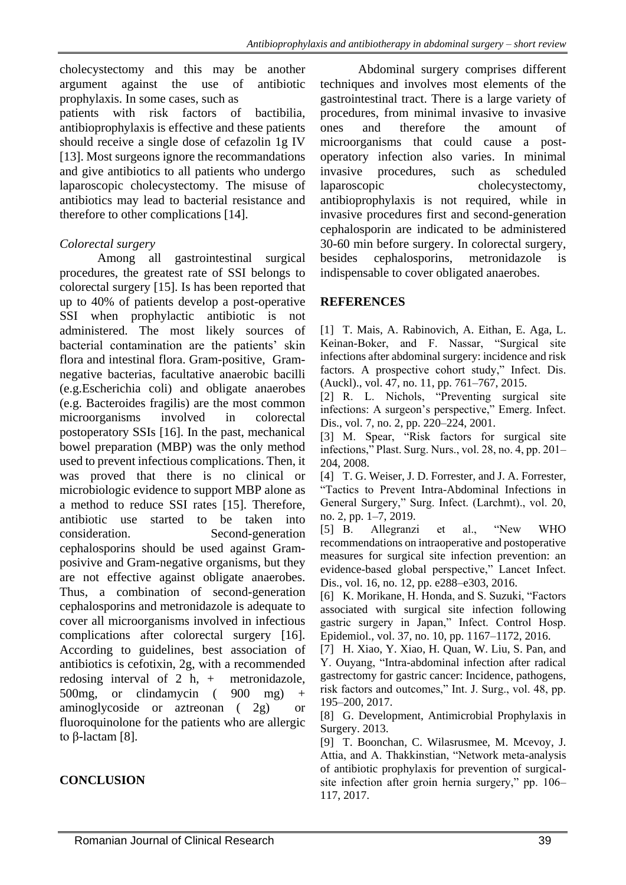cholecystectomy and this may be another argument against the use of antibiotic prophylaxis. In some cases, such as patients with risk factors of bactibilia, antibioprophylaxis is effective and these patients should receive a single dose of cefazolin 1g IV [13]. Most surgeons ignore the recommandations and give antibiotics to all patients who undergo laparoscopic cholecystectomy. The misuse of antibiotics may lead to bacterial resistance and therefore to other complications [14].

*Colorectal surgery*

Among all gastrointestinal surgical procedures, the greatest rate of SSI belongs to colorectal surgery [15]. Is has been reported that up to 40% of patients develop a post-operative SSI when prophylactic antibiotic is not administered. The most likely sources of bacterial contamination are the patients' skin flora and intestinal flora. Gram-positive, Gram-negative bacterias, facultative anaerobic bacilli (e.g.Escherichia coli) and obligate anaerobes (e.g. Bacteroides fragilis) are the most common microorganisms involved in colorectal postoperatory SSIs [16]. In the past, mechanical bowel preparation (MBP) was the only method used to prevent infectious complications. Then, it was proved that there is no clinical or microbiologic evidence to support MBP alone as a method to reduce SSI rates [15]. Therefore, antibiotic use started to be taken into consideration. Second-generation cephalosporins should be used against Gram-posivive and Gram-negative organisms, but they are not effective against obligate anaerobes. Thus, a combination of second-generation cephalosporins and metronidazole is adequate to cover all microorganisms involved in infectious complications after colorectal surgery [16]. According to guidelines, best association of antibiotics is cefotixin, 2g, with a recommended redosing interval of 2 h, + metronidazole, 500mg, or clindamycin ( 900 mg) + aminoglycoside or aztreonan ( 2g) or fluoroquinolone for the patients who are allergic to β-lactam [8].

## CONCLUSION

Abdominal surgery comprises different techniques and involves most elements of the gastrointestinal tract. There is a large variety of procedures, from minimal invasive to invasive ones and therefore the amount of microorganisms that could cause a post-operatory infection also varies. In minimal invasive procedures, such as scheduled laparoscopic cholecystectomy, antibioprophylaxis is not required, while in invasive procedures first and second-generation cephalosporin are indicated to be administered 30-60 min before surgery. In colorectal surgery, besides cephalosporins, metronidazole is indispensable to cover obligated anaerobes.

## REFERENCES

[1] T. Mais, A. Rabinovich, A. Eithan, E. Aga, L. Keinan-Boker, and F. Nassar, "Surgical site infections after abdominal surgery: incidence and risk factors. A prospective cohort study," Infect. Dis. (Auckl)., vol. 47, no. 11, pp. 761–767, 2015.

[2] R. L. Nichols, "Preventing surgical site infections: A surgeon's perspective," Emerg. Infect. Dis., vol. 7, no. 2, pp. 220–224, 2001.

[3] M. Spear, "Risk factors for surgical site infections," Plast. Surg. Nurs., vol. 28, no. 4, pp. 201–204, 2008.

[4] T. G. Weiser, J. D. Forrester, and J. A. Forrester, "Tactics to Prevent Intra-Abdominal Infections in General Surgery," Surg. Infect. (Larchmt)., vol. 20, no. 2, pp. 1–7, 2019.

[5] B. Allegranzi et al., "New WHO recommendations on intraoperative and postoperative measures for surgical site infection prevention: an evidence-based global perspective," Lancet Infect. Dis., vol. 16, no. 12, pp. e288–e303, 2016.

[6] K. Morikane, H. Honda, and S. Suzuki, "Factors associated with surgical site infection following gastric surgery in Japan," Infect. Control Hosp. Epidemiol., vol. 37, no. 10, pp. 1167–1172, 2016.

[7] H. Xiao, Y. Xiao, H. Quan, W. Liu, S. Pan, and Y. Ouyang, "Intra-abdominal infection after radical gastrectomy for gastric cancer: Incidence, pathogens, risk factors and outcomes," Int. J. Surg., vol. 48, pp. 195–200, 2017.

[8] G. Development, Antimicrobial Prophylaxis in Surgery. 2013.

[9] T. Boonchan, C. Wilasrusmee, M. Mcevoy, J. Attia, and A. Thakkinstian, "Network meta-analysis of antibiotic prophylaxis for prevention of surgical-site infection after groin hernia surgery," pp. 106–117, 2017.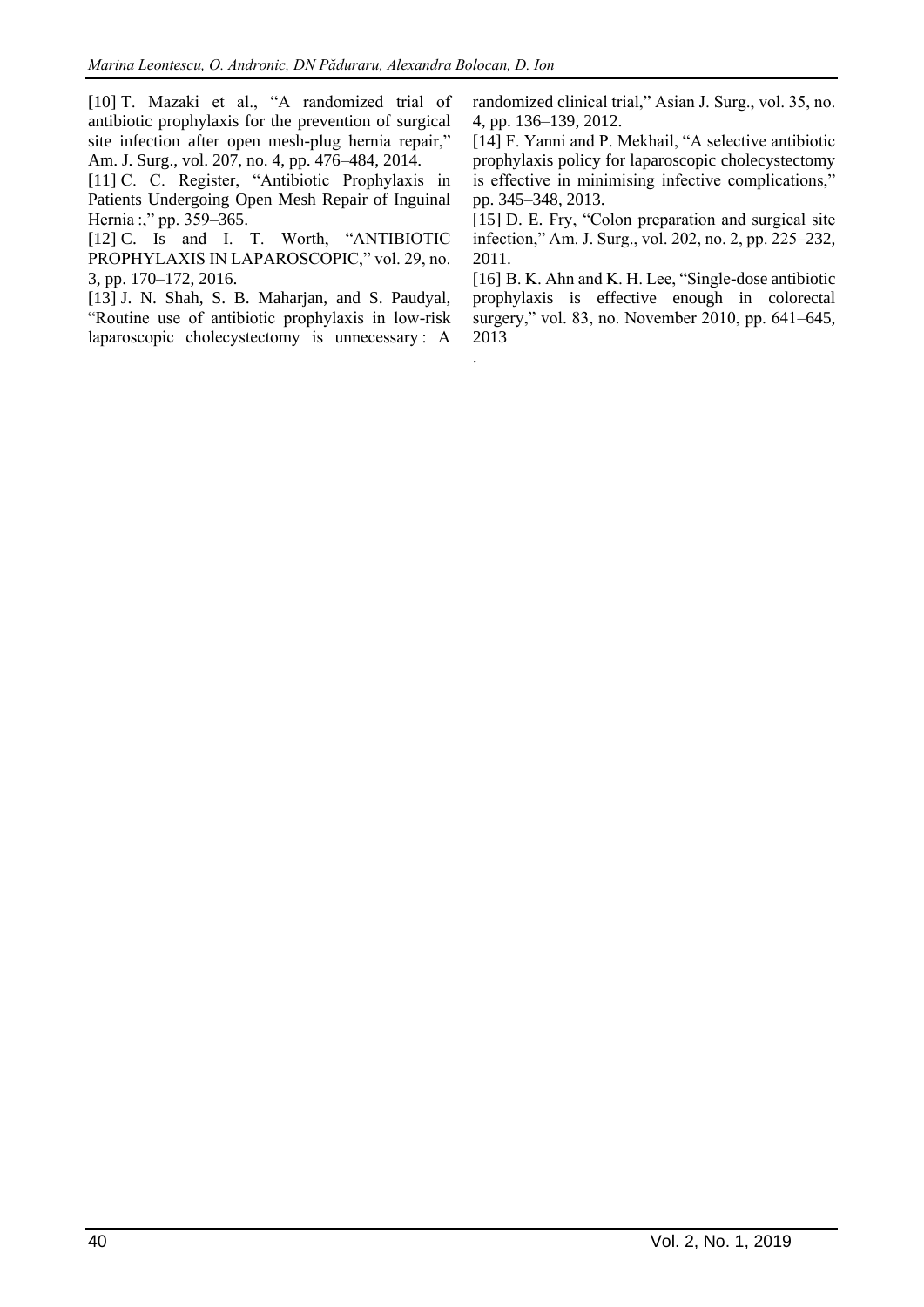[10] T. Mazaki et al., "A randomized trial of antibiotic prophylaxis for the prevention of surgical site infection after open mesh-plug hernia repair," Am. J. Surg., vol. 207, no. 4, pp. 476–484, 2014.

[11] C. C. Register, "Antibiotic Prophylaxis in Patients Undergoing Open Mesh Repair of Inguinal Hernia :," pp. 359–365.

[12] C. Is and I. T. Worth, "ANTIBIOTIC PROPHYLAXIS IN LAPAROSCOPIC," vol. 29, no. 3, pp. 170–172, 2016.

[13] J. N. Shah, S. B. Maharjan, and S. Paudyal, "Routine use of antibiotic prophylaxis in low-risk laparoscopic cholecystectomy is unnecessary : A randomized clinical trial," Asian J. Surg., vol. 35, no. 4, pp. 136–139, 2012.

[14] F. Yanni and P. Mekhail, "A selective antibiotic prophylaxis policy for laparoscopic cholecystectomy is effective in minimising infective complications," pp. 345–348, 2013.

[15] D. E. Fry, "Colon preparation and surgical site infection," Am. J. Surg., vol. 202, no. 2, pp. 225–232, 2011.

[16] B. K. Ahn and K. H. Lee, "Single-dose antibiotic prophylaxis is effective enough in colorectal surgery," vol. 83, no. November 2010, pp. 641–645, 2013

.